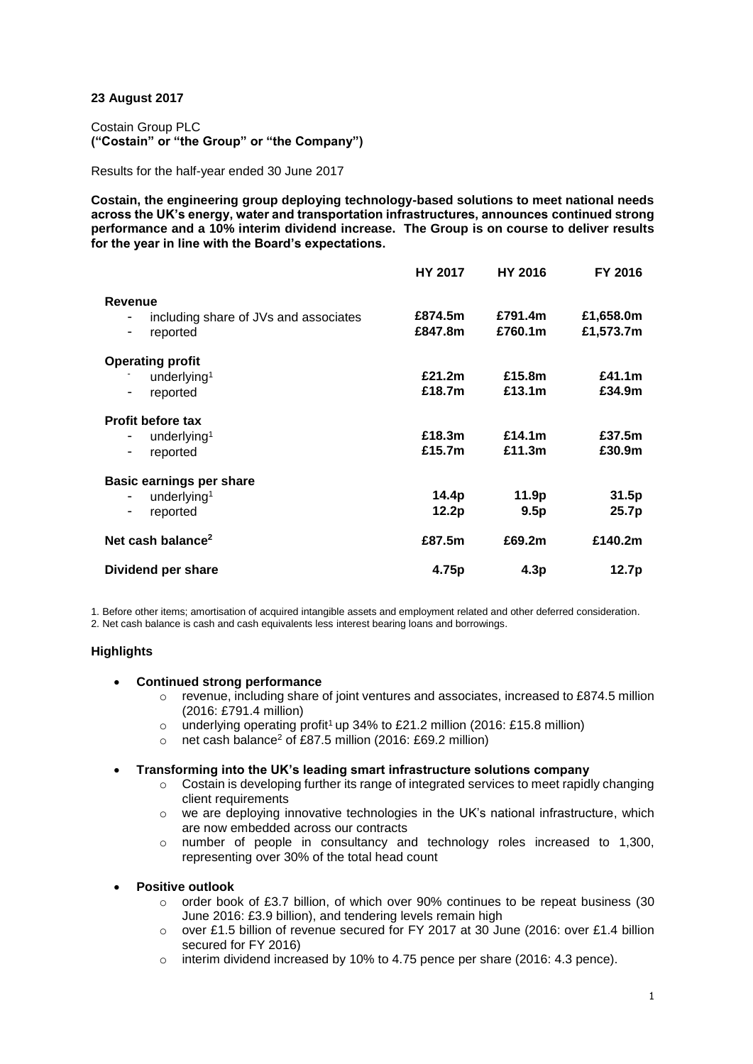**23 August 2017**

Costain Group PLC
**("Costain" or "the Group" or "the Company")**

Results for the half-year ended 30 June 2017

**Costain, the engineering group deploying technology-based solutions to meet national needs across the UK's energy, water and transportation infrastructures, announces continued strong performance and a 10% interim dividend increase. The Group is on course to deliver results for the year in line with the Board's expectations.**

| | HY 2017 | HY 2016 | FY 2016 |
|---|---|---|---|
| **Revenue** | | | |
| - including share of JVs and associates | **£874.5m** | **£791.4m** | **£1,658.0m** |
| - reported | **£847.8m** | **£760.1m** | **£1,573.7m** |
| **Operating profit** | | | |
| - underlying[1] | **£21.2m** | **£15.8m** | **£41.1m** |
| - reported | **£18.7m** | **£13.1m** | **£34.9m** |
| **Profit before tax** | | | |
| - underlying[1] | **£18.3m** | **£14.1m** | **£37.5m** |
| - reported | **£15.7m** | **£11.3m** | **£30.9m** |
| **Basic earnings per share** | | | |
| - underlying[1] | **14.4p** | **11.9p** | **31.5p** |
| - reported | **12.2p** | **9.5p** | **25.7p** |
| **Net cash balance[2]** | **£87.5m** | **£69.2m** | **£140.2m** |
| **Dividend per share** | **4.75p** | **4.3p** | **12.7p** |

1. Before other items; amortisation of acquired intangible assets and employment related and other deferred consideration.
2. Net cash balance is cash and cash equivalents less interest bearing loans and borrowings.

**Highlights**

- **Continued strong performance**
  - revenue, including share of joint ventures and associates, increased to £874.5 million (2016: £791.4 million)
  - underlying operating profit[1] up 34% to £21.2 million (2016: £15.8 million)
  - net cash balance[2] of £87.5 million (2016: £69.2 million)

- **Transforming into the UK's leading smart infrastructure solutions company**
  - Costain is developing further its range of integrated services to meet rapidly changing client requirements
  - we are deploying innovative technologies in the UK's national infrastructure, which are now embedded across our contracts
  - number of people in consultancy and technology roles increased to 1,300, representing over 30% of the total head count

- **Positive outlook**
  - order book of £3.7 billion, of which over 90% continues to be repeat business (30 June 2016: £3.9 billion), and tendering levels remain high
  - over £1.5 billion of revenue secured for FY 2017 at 30 June (2016: over £1.4 billion secured for FY 2016)
  - interim dividend increased by 10% to 4.75 pence per share (2016: 4.3 pence).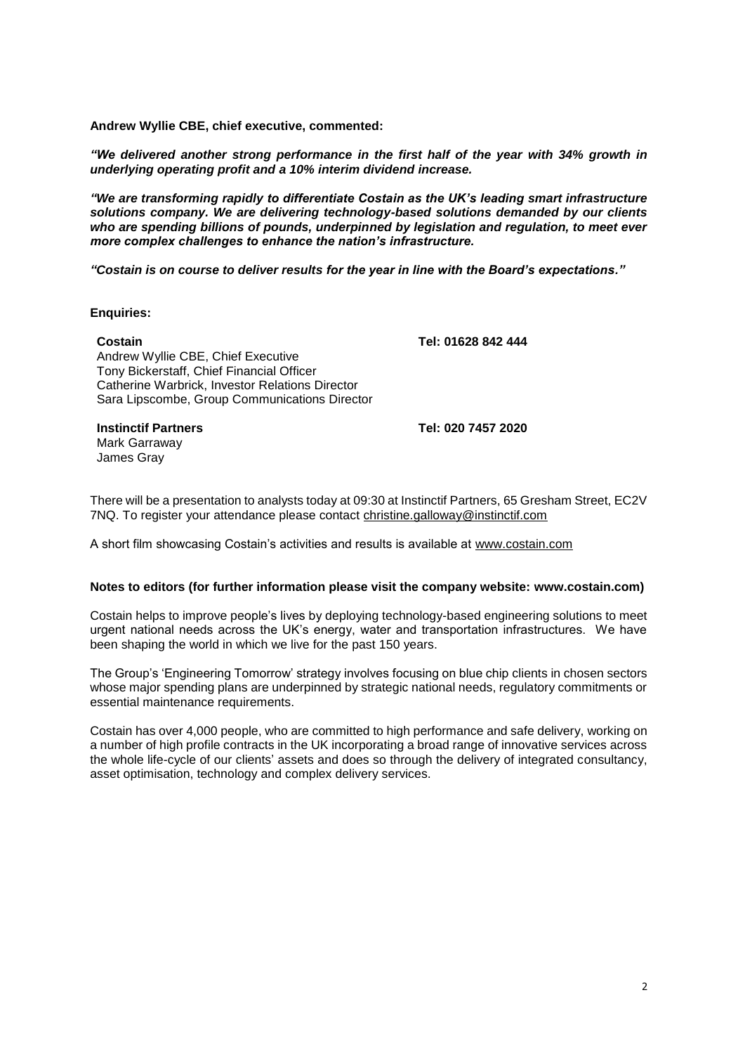**Andrew Wyllie CBE, chief executive, commented:**

***"We delivered another strong performance in the first half of the year with 34% growth in underlying operating profit and a 10% interim dividend increase.***

***"We are transforming rapidly to differentiate Costain as the UK's leading smart infrastructure solutions company. We are delivering technology-based solutions demanded by our clients who are spending billions of pounds, underpinned by legislation and regulation, to meet ever more complex challenges to enhance the nation's infrastructure.***

***"Costain is on course to deliver results for the year in line with the Board's expectations."***

**Enquiries:**

**Costain** **Tel: 01628 842 444**
Andrew Wyllie CBE, Chief Executive
Tony Bickerstaff, Chief Financial Officer
Catherine Warbrick, Investor Relations Director
Sara Lipscombe, Group Communications Director

**Instinctif Partners** **Tel: 020 7457 2020**
Mark Garraway
James Gray

There will be a presentation to analysts today at 09:30 at Instinctif Partners, 65 Gresham Street, EC2V 7NQ. To register your attendance please contact christine.galloway@instinctif.com

A short film showcasing Costain's activities and results is available at www.costain.com

**Notes to editors (for further information please visit the company website: www.costain.com)**

Costain helps to improve people's lives by deploying technology-based engineering solutions to meet urgent national needs across the UK's energy, water and transportation infrastructures. We have been shaping the world in which we live for the past 150 years.

The Group's 'Engineering Tomorrow' strategy involves focusing on blue chip clients in chosen sectors whose major spending plans are underpinned by strategic national needs, regulatory commitments or essential maintenance requirements.

Costain has over 4,000 people, who are committed to high performance and safe delivery, working on a number of high profile contracts in the UK incorporating a broad range of innovative services across the whole life-cycle of our clients' assets and does so through the delivery of integrated consultancy, asset optimisation, technology and complex delivery services.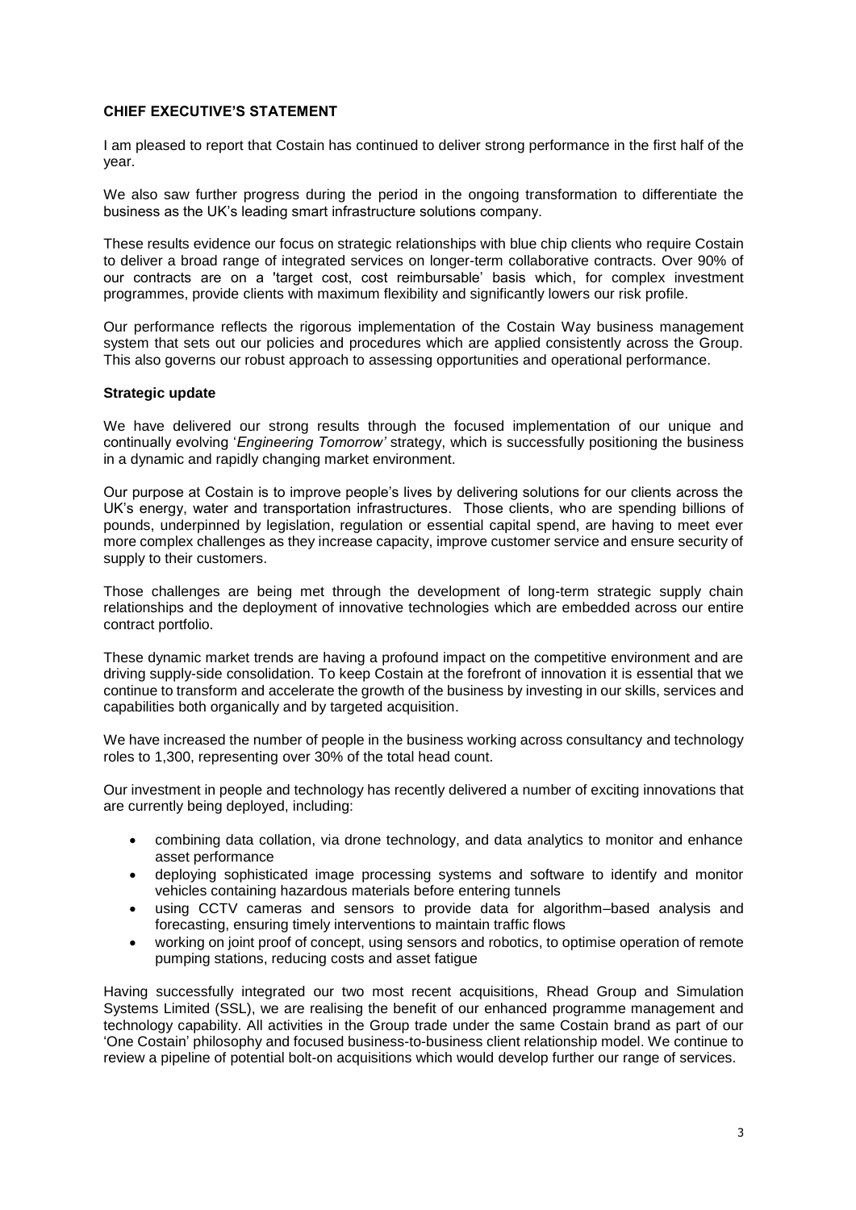## CHIEF EXECUTIVE'S STATEMENT

I am pleased to report that Costain has continued to deliver strong performance in the first half of the year.

We also saw further progress during the period in the ongoing transformation to differentiate the business as the UK's leading smart infrastructure solutions company.

These results evidence our focus on strategic relationships with blue chip clients who require Costain to deliver a broad range of integrated services on longer-term collaborative contracts. Over 90% of our contracts are on a 'target cost, cost reimbursable' basis which, for complex investment programmes, provide clients with maximum flexibility and significantly lowers our risk profile.

Our performance reflects the rigorous implementation of the Costain Way business management system that sets out our policies and procedures which are applied consistently across the Group. This also governs our robust approach to assessing opportunities and operational performance.

### Strategic update

We have delivered our strong results through the focused implementation of our unique and continually evolving '*Engineering Tomorrow'* strategy, which is successfully positioning the business in a dynamic and rapidly changing market environment.

Our purpose at Costain is to improve people's lives by delivering solutions for our clients across the UK's energy, water and transportation infrastructures. Those clients, who are spending billions of pounds, underpinned by legislation, regulation or essential capital spend, are having to meet ever more complex challenges as they increase capacity, improve customer service and ensure security of supply to their customers.

Those challenges are being met through the development of long-term strategic supply chain relationships and the deployment of innovative technologies which are embedded across our entire contract portfolio.

These dynamic market trends are having a profound impact on the competitive environment and are driving supply-side consolidation. To keep Costain at the forefront of innovation it is essential that we continue to transform and accelerate the growth of the business by investing in our skills, services and capabilities both organically and by targeted acquisition.

We have increased the number of people in the business working across consultancy and technology roles to 1,300, representing over 30% of the total head count.

Our investment in people and technology has recently delivered a number of exciting innovations that are currently being deployed, including:

- combining data collation, via drone technology, and data analytics to monitor and enhance asset performance
- deploying sophisticated image processing systems and software to identify and monitor vehicles containing hazardous materials before entering tunnels
- using CCTV cameras and sensors to provide data for algorithm–based analysis and forecasting, ensuring timely interventions to maintain traffic flows
- working on joint proof of concept, using sensors and robotics, to optimise operation of remote pumping stations, reducing costs and asset fatigue

Having successfully integrated our two most recent acquisitions, Rhead Group and Simulation Systems Limited (SSL), we are realising the benefit of our enhanced programme management and technology capability. All activities in the Group trade under the same Costain brand as part of our 'One Costain' philosophy and focused business-to-business client relationship model. We continue to review a pipeline of potential bolt-on acquisitions which would develop further our range of services.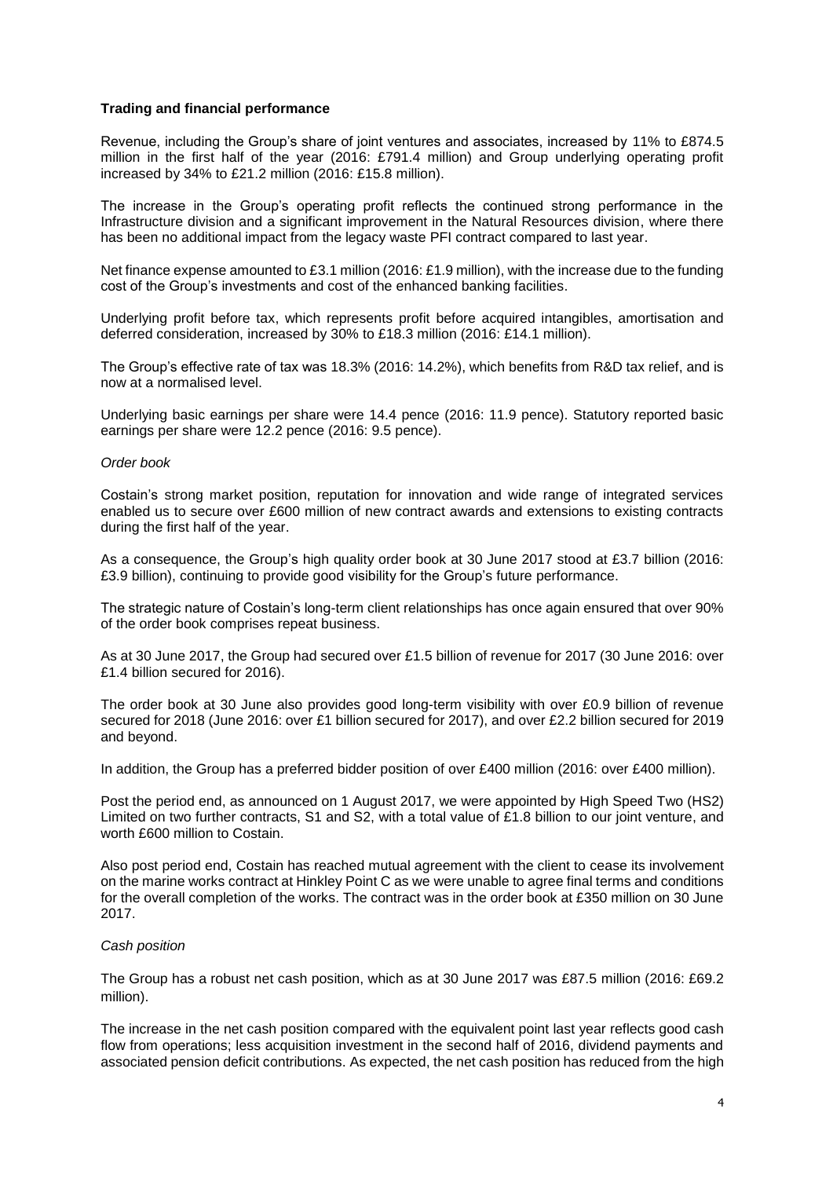**Trading and financial performance**

Revenue, including the Group's share of joint ventures and associates, increased by 11% to £874.5 million in the first half of the year (2016: £791.4 million) and Group underlying operating profit increased by 34% to £21.2 million (2016: £15.8 million).

The increase in the Group's operating profit reflects the continued strong performance in the Infrastructure division and a significant improvement in the Natural Resources division, where there has been no additional impact from the legacy waste PFI contract compared to last year.

Net finance expense amounted to £3.1 million (2016: £1.9 million), with the increase due to the funding cost of the Group's investments and cost of the enhanced banking facilities.

Underlying profit before tax, which represents profit before acquired intangibles, amortisation and deferred consideration, increased by 30% to £18.3 million (2016: £14.1 million).

The Group's effective rate of tax was 18.3% (2016: 14.2%), which benefits from R&D tax relief, and is now at a normalised level.

Underlying basic earnings per share were 14.4 pence (2016: 11.9 pence). Statutory reported basic earnings per share were 12.2 pence (2016: 9.5 pence).

*Order book*

Costain's strong market position, reputation for innovation and wide range of integrated services enabled us to secure over £600 million of new contract awards and extensions to existing contracts during the first half of the year.

As a consequence, the Group's high quality order book at 30 June 2017 stood at £3.7 billion (2016: £3.9 billion), continuing to provide good visibility for the Group's future performance.

The strategic nature of Costain's long-term client relationships has once again ensured that over 90% of the order book comprises repeat business.

As at 30 June 2017, the Group had secured over £1.5 billion of revenue for 2017 (30 June 2016: over £1.4 billion secured for 2016).

The order book at 30 June also provides good long-term visibility with over £0.9 billion of revenue secured for 2018 (June 2016: over £1 billion secured for 2017), and over £2.2 billion secured for 2019 and beyond.

In addition, the Group has a preferred bidder position of over £400 million (2016: over £400 million).

Post the period end, as announced on 1 August 2017, we were appointed by High Speed Two (HS2) Limited on two further contracts, S1 and S2, with a total value of £1.8 billion to our joint venture, and worth £600 million to Costain.

Also post period end, Costain has reached mutual agreement with the client to cease its involvement on the marine works contract at Hinkley Point C as we were unable to agree final terms and conditions for the overall completion of the works. The contract was in the order book at £350 million on 30 June 2017.

*Cash position*

The Group has a robust net cash position, which as at 30 June 2017 was £87.5 million (2016: £69.2 million).

The increase in the net cash position compared with the equivalent point last year reflects good cash flow from operations; less acquisition investment in the second half of 2016, dividend payments and associated pension deficit contributions. As expected, the net cash position has reduced from the high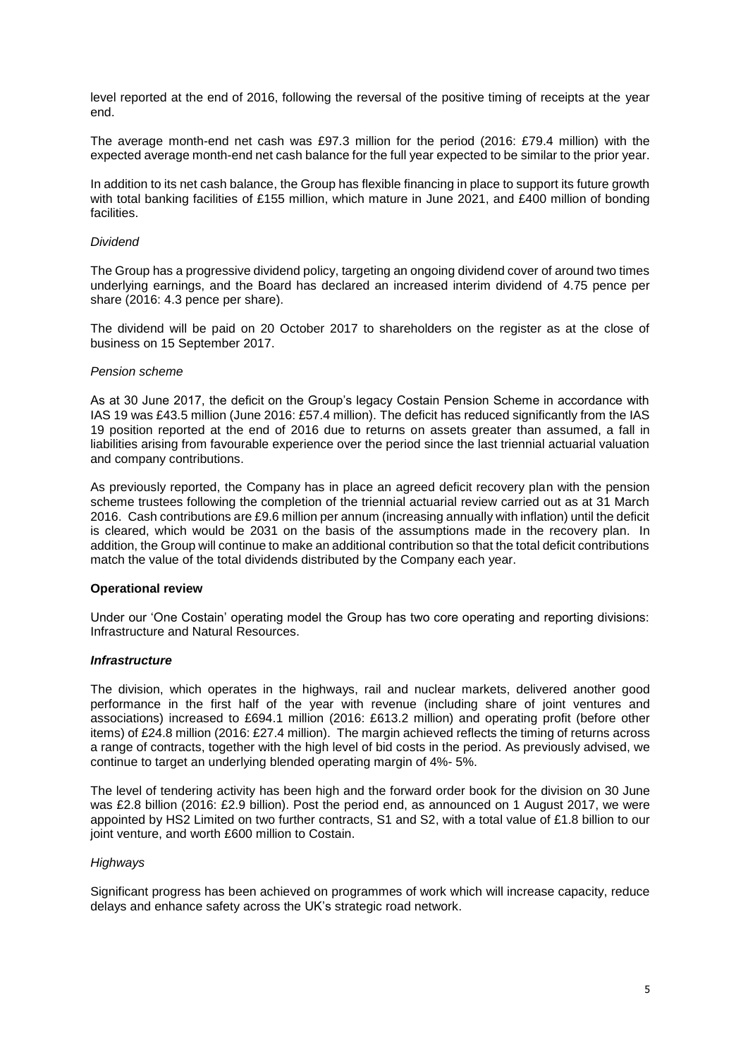level reported at the end of 2016, following the reversal of the positive timing of receipts at the year end.

The average month-end net cash was £97.3 million for the period (2016: £79.4 million) with the expected average month-end net cash balance for the full year expected to be similar to the prior year.

In addition to its net cash balance, the Group has flexible financing in place to support its future growth with total banking facilities of £155 million, which mature in June 2021, and £400 million of bonding facilities.

*Dividend*

The Group has a progressive dividend policy, targeting an ongoing dividend cover of around two times underlying earnings, and the Board has declared an increased interim dividend of 4.75 pence per share (2016: 4.3 pence per share).

The dividend will be paid on 20 October 2017 to shareholders on the register as at the close of business on 15 September 2017.

*Pension scheme*

As at 30 June 2017, the deficit on the Group's legacy Costain Pension Scheme in accordance with IAS 19 was £43.5 million (June 2016: £57.4 million). The deficit has reduced significantly from the IAS 19 position reported at the end of 2016 due to returns on assets greater than assumed, a fall in liabilities arising from favourable experience over the period since the last triennial actuarial valuation and company contributions.

As previously reported, the Company has in place an agreed deficit recovery plan with the pension scheme trustees following the completion of the triennial actuarial review carried out as at 31 March 2016. Cash contributions are £9.6 million per annum (increasing annually with inflation) until the deficit is cleared, which would be 2031 on the basis of the assumptions made in the recovery plan. In addition, the Group will continue to make an additional contribution so that the total deficit contributions match the value of the total dividends distributed by the Company each year.

**Operational review**

Under our 'One Costain' operating model the Group has two core operating and reporting divisions: Infrastructure and Natural Resources.

***Infrastructure***

The division, which operates in the highways, rail and nuclear markets, delivered another good performance in the first half of the year with revenue (including share of joint ventures and associations) increased to £694.1 million (2016: £613.2 million) and operating profit (before other items) of £24.8 million (2016: £27.4 million). The margin achieved reflects the timing of returns across a range of contracts, together with the high level of bid costs in the period. As previously advised, we continue to target an underlying blended operating margin of 4%- 5%.

The level of tendering activity has been high and the forward order book for the division on 30 June was £2.8 billion (2016: £2.9 billion). Post the period end, as announced on 1 August 2017, we were appointed by HS2 Limited on two further contracts, S1 and S2, with a total value of £1.8 billion to our joint venture, and worth £600 million to Costain.

*Highways*

Significant progress has been achieved on programmes of work which will increase capacity, reduce delays and enhance safety across the UK's strategic road network.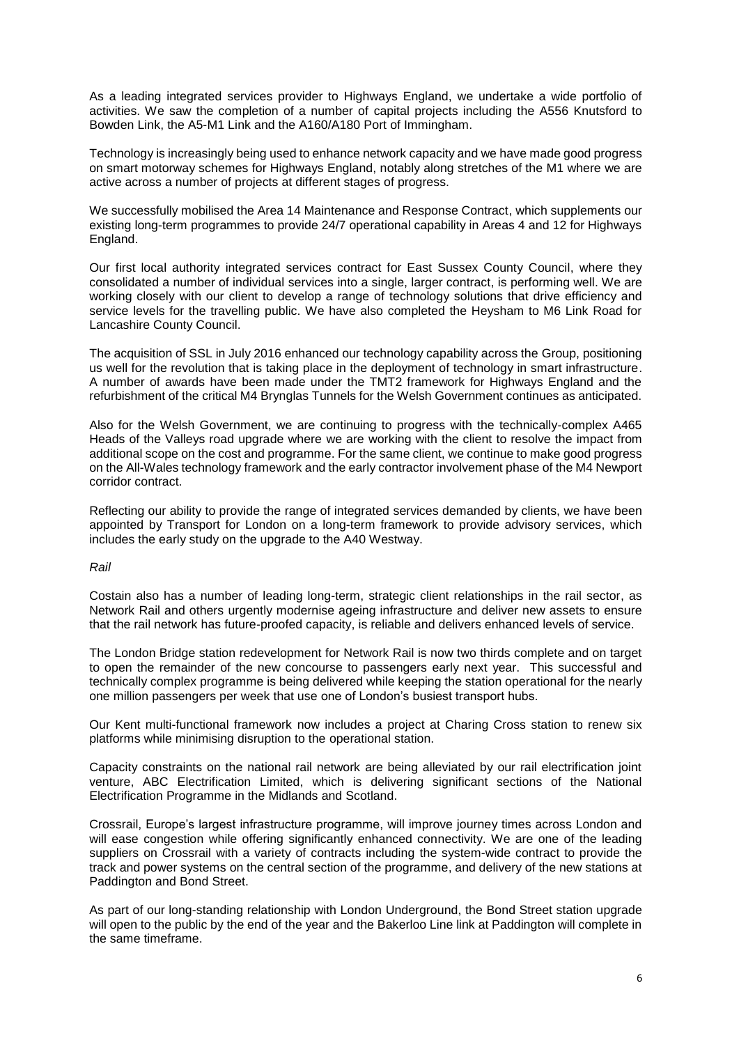As a leading integrated services provider to Highways England, we undertake a wide portfolio of activities. We saw the completion of a number of capital projects including the A556 Knutsford to Bowden Link, the A5-M1 Link and the A160/A180 Port of Immingham.

Technology is increasingly being used to enhance network capacity and we have made good progress on smart motorway schemes for Highways England, notably along stretches of the M1 where we are active across a number of projects at different stages of progress.

We successfully mobilised the Area 14 Maintenance and Response Contract, which supplements our existing long-term programmes to provide 24/7 operational capability in Areas 4 and 12 for Highways England.

Our first local authority integrated services contract for East Sussex County Council, where they consolidated a number of individual services into a single, larger contract, is performing well. We are working closely with our client to develop a range of technology solutions that drive efficiency and service levels for the travelling public. We have also completed the Heysham to M6 Link Road for Lancashire County Council.

The acquisition of SSL in July 2016 enhanced our technology capability across the Group, positioning us well for the revolution that is taking place in the deployment of technology in smart infrastructure. A number of awards have been made under the TMT2 framework for Highways England and the refurbishment of the critical M4 Brynglas Tunnels for the Welsh Government continues as anticipated.

Also for the Welsh Government, we are continuing to progress with the technically-complex A465 Heads of the Valleys road upgrade where we are working with the client to resolve the impact from additional scope on the cost and programme. For the same client, we continue to make good progress on the All-Wales technology framework and the early contractor involvement phase of the M4 Newport corridor contract.

Reflecting our ability to provide the range of integrated services demanded by clients, we have been appointed by Transport for London on a long-term framework to provide advisory services, which includes the early study on the upgrade to the A40 Westway.

*Rail*

Costain also has a number of leading long-term, strategic client relationships in the rail sector, as Network Rail and others urgently modernise ageing infrastructure and deliver new assets to ensure that the rail network has future-proofed capacity, is reliable and delivers enhanced levels of service.

The London Bridge station redevelopment for Network Rail is now two thirds complete and on target to open the remainder of the new concourse to passengers early next year. This successful and technically complex programme is being delivered while keeping the station operational for the nearly one million passengers per week that use one of London's busiest transport hubs.

Our Kent multi-functional framework now includes a project at Charing Cross station to renew six platforms while minimising disruption to the operational station.

Capacity constraints on the national rail network are being alleviated by our rail electrification joint venture, ABC Electrification Limited, which is delivering significant sections of the National Electrification Programme in the Midlands and Scotland.

Crossrail, Europe's largest infrastructure programme, will improve journey times across London and will ease congestion while offering significantly enhanced connectivity. We are one of the leading suppliers on Crossrail with a variety of contracts including the system-wide contract to provide the track and power systems on the central section of the programme, and delivery of the new stations at Paddington and Bond Street.

As part of our long-standing relationship with London Underground, the Bond Street station upgrade will open to the public by the end of the year and the Bakerloo Line link at Paddington will complete in the same timeframe.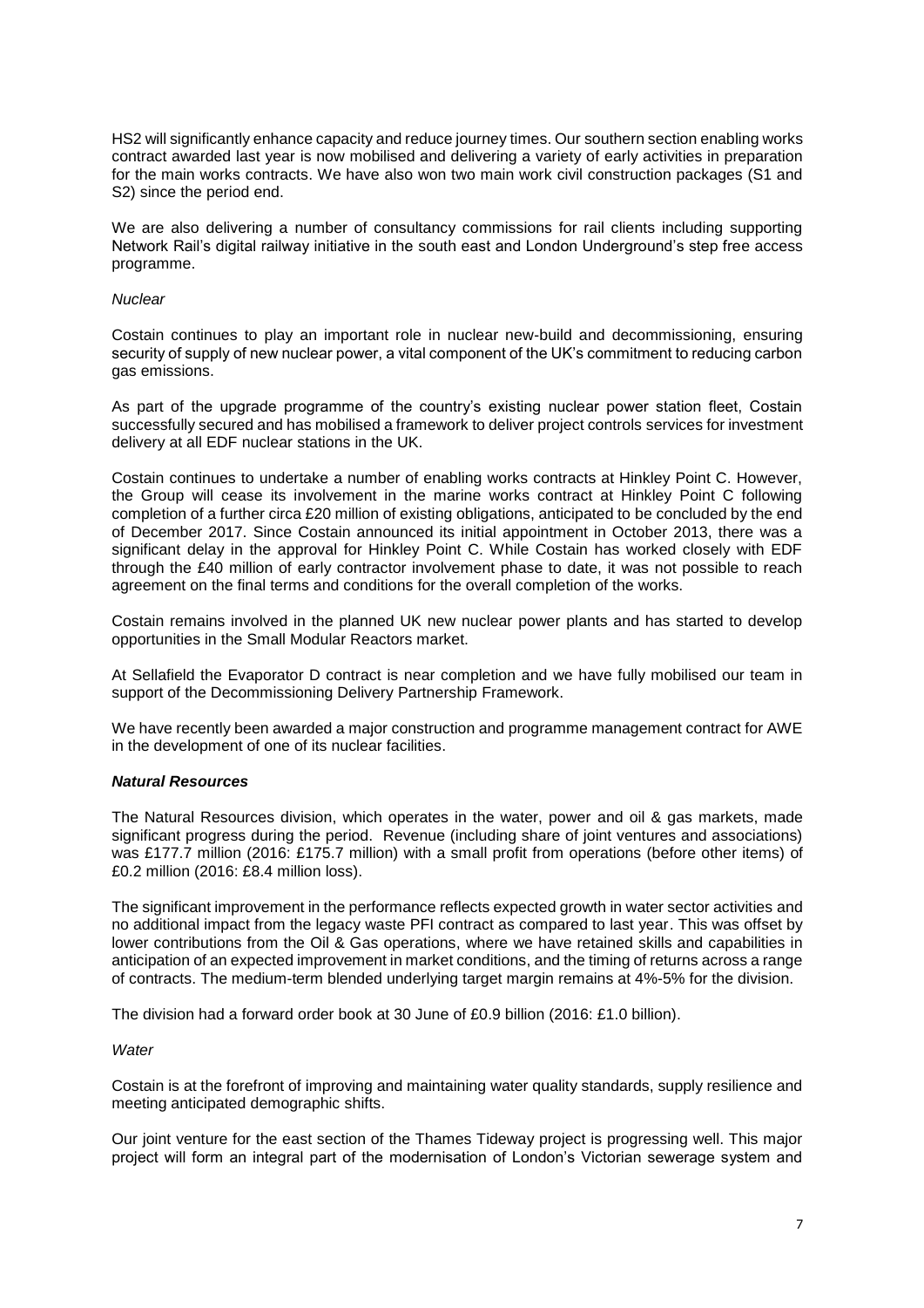HS2 will significantly enhance capacity and reduce journey times. Our southern section enabling works contract awarded last year is now mobilised and delivering a variety of early activities in preparation for the main works contracts. We have also won two main work civil construction packages (S1 and S2) since the period end.

We are also delivering a number of consultancy commissions for rail clients including supporting Network Rail's digital railway initiative in the south east and London Underground's step free access programme.

*Nuclear*

Costain continues to play an important role in nuclear new-build and decommissioning, ensuring security of supply of new nuclear power, a vital component of the UK's commitment to reducing carbon gas emissions.

As part of the upgrade programme of the country's existing nuclear power station fleet, Costain successfully secured and has mobilised a framework to deliver project controls services for investment delivery at all EDF nuclear stations in the UK.

Costain continues to undertake a number of enabling works contracts at Hinkley Point C. However, the Group will cease its involvement in the marine works contract at Hinkley Point C following completion of a further circa £20 million of existing obligations, anticipated to be concluded by the end of December 2017. Since Costain announced its initial appointment in October 2013, there was a significant delay in the approval for Hinkley Point C. While Costain has worked closely with EDF through the £40 million of early contractor involvement phase to date, it was not possible to reach agreement on the final terms and conditions for the overall completion of the works.

Costain remains involved in the planned UK new nuclear power plants and has started to develop opportunities in the Small Modular Reactors market.

At Sellafield the Evaporator D contract is near completion and we have fully mobilised our team in support of the Decommissioning Delivery Partnership Framework.

We have recently been awarded a major construction and programme management contract for AWE in the development of one of its nuclear facilities.

***Natural Resources***

The Natural Resources division, which operates in the water, power and oil & gas markets, made significant progress during the period. Revenue (including share of joint ventures and associations) was £177.7 million (2016: £175.7 million) with a small profit from operations (before other items) of £0.2 million (2016: £8.4 million loss).

The significant improvement in the performance reflects expected growth in water sector activities and no additional impact from the legacy waste PFI contract as compared to last year. This was offset by lower contributions from the Oil & Gas operations, where we have retained skills and capabilities in anticipation of an expected improvement in market conditions, and the timing of returns across a range of contracts. The medium-term blended underlying target margin remains at 4%-5% for the division.

The division had a forward order book at 30 June of £0.9 billion (2016: £1.0 billion).

*Water*

Costain is at the forefront of improving and maintaining water quality standards, supply resilience and meeting anticipated demographic shifts.

Our joint venture for the east section of the Thames Tideway project is progressing well. This major project will form an integral part of the modernisation of London's Victorian sewerage system and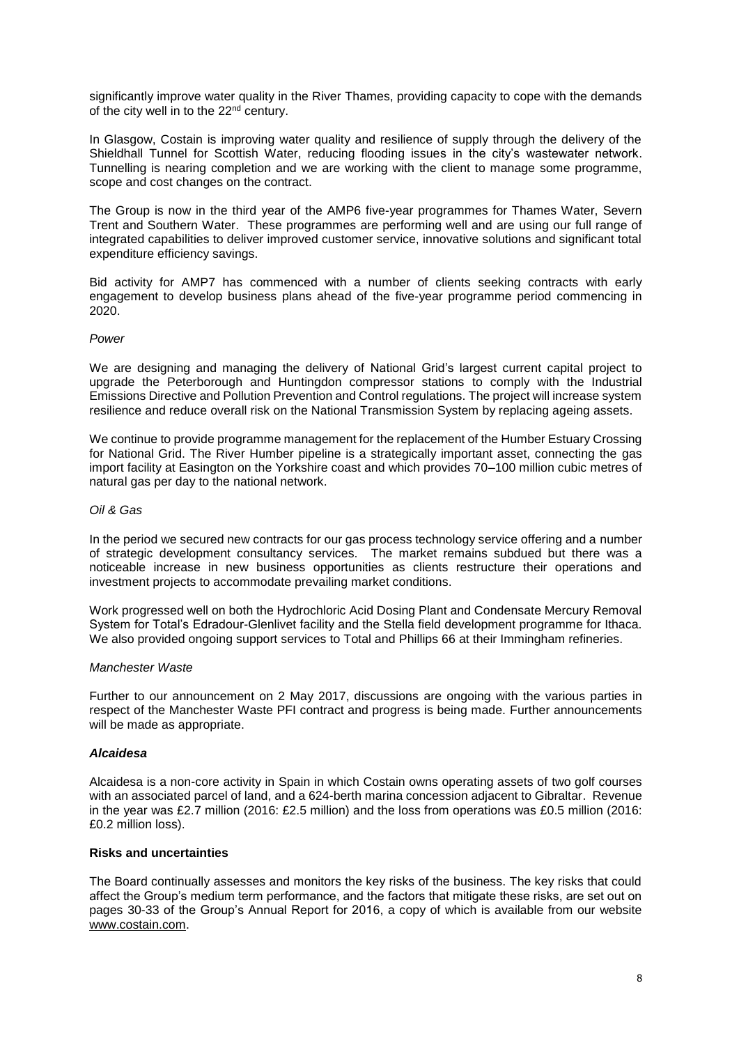significantly improve water quality in the River Thames, providing capacity to cope with the demands of the city well in to the 22nd century.

In Glasgow, Costain is improving water quality and resilience of supply through the delivery of the Shieldhall Tunnel for Scottish Water, reducing flooding issues in the city's wastewater network. Tunnelling is nearing completion and we are working with the client to manage some programme, scope and cost changes on the contract.

The Group is now in the third year of the AMP6 five-year programmes for Thames Water, Severn Trent and Southern Water. These programmes are performing well and are using our full range of integrated capabilities to deliver improved customer service, innovative solutions and significant total expenditure efficiency savings.

Bid activity for AMP7 has commenced with a number of clients seeking contracts with early engagement to develop business plans ahead of the five-year programme period commencing in 2020.

*Power*

We are designing and managing the delivery of National Grid's largest current capital project to upgrade the Peterborough and Huntingdon compressor stations to comply with the Industrial Emissions Directive and Pollution Prevention and Control regulations. The project will increase system resilience and reduce overall risk on the National Transmission System by replacing ageing assets.

We continue to provide programme management for the replacement of the Humber Estuary Crossing for National Grid. The River Humber pipeline is a strategically important asset, connecting the gas import facility at Easington on the Yorkshire coast and which provides 70–100 million cubic metres of natural gas per day to the national network.

*Oil & Gas*

In the period we secured new contracts for our gas process technology service offering and a number of strategic development consultancy services. The market remains subdued but there was a noticeable increase in new business opportunities as clients restructure their operations and investment projects to accommodate prevailing market conditions.

Work progressed well on both the Hydrochloric Acid Dosing Plant and Condensate Mercury Removal System for Total's Edradour-Glenlivet facility and the Stella field development programme for Ithaca. We also provided ongoing support services to Total and Phillips 66 at their Immingham refineries.

*Manchester Waste*

Further to our announcement on 2 May 2017, discussions are ongoing with the various parties in respect of the Manchester Waste PFI contract and progress is being made. Further announcements will be made as appropriate.

***Alcaidesa***

Alcaidesa is a non-core activity in Spain in which Costain owns operating assets of two golf courses with an associated parcel of land, and a 624-berth marina concession adjacent to Gibraltar. Revenue in the year was £2.7 million (2016: £2.5 million) and the loss from operations was £0.5 million (2016: £0.2 million loss).

**Risks and uncertainties**

The Board continually assesses and monitors the key risks of the business. The key risks that could affect the Group's medium term performance, and the factors that mitigate these risks, are set out on pages 30-33 of the Group's Annual Report for 2016, a copy of which is available from our website www.costain.com.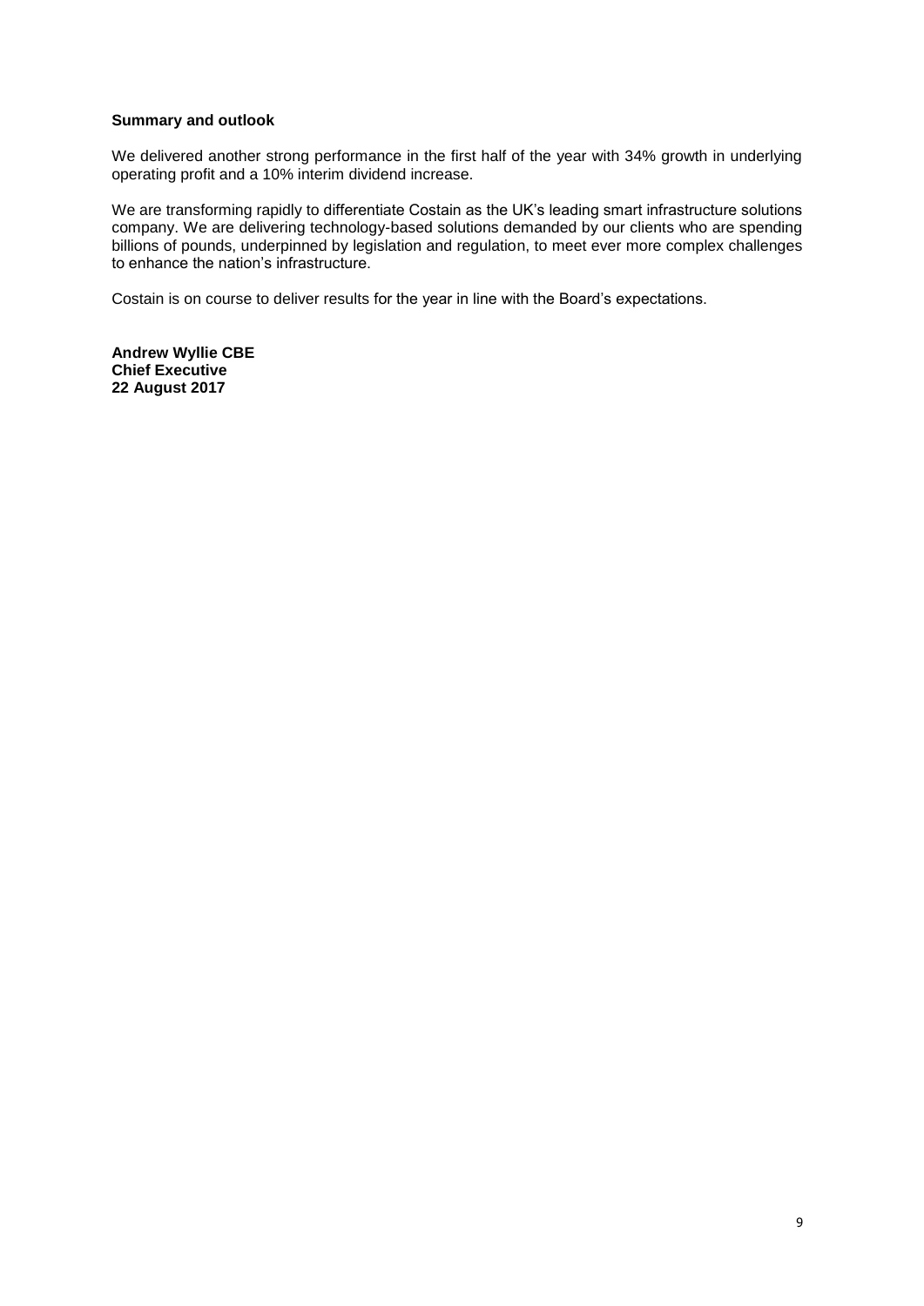**Summary and outlook**

We delivered another strong performance in the first half of the year with 34% growth in underlying operating profit and a 10% interim dividend increase.

We are transforming rapidly to differentiate Costain as the UK's leading smart infrastructure solutions company. We are delivering technology-based solutions demanded by our clients who are spending billions of pounds, underpinned by legislation and regulation, to meet ever more complex challenges to enhance the nation's infrastructure.

Costain is on course to deliver results for the year in line with the Board's expectations.

**Andrew Wyllie CBE**
**Chief Executive**
**22 August 2017**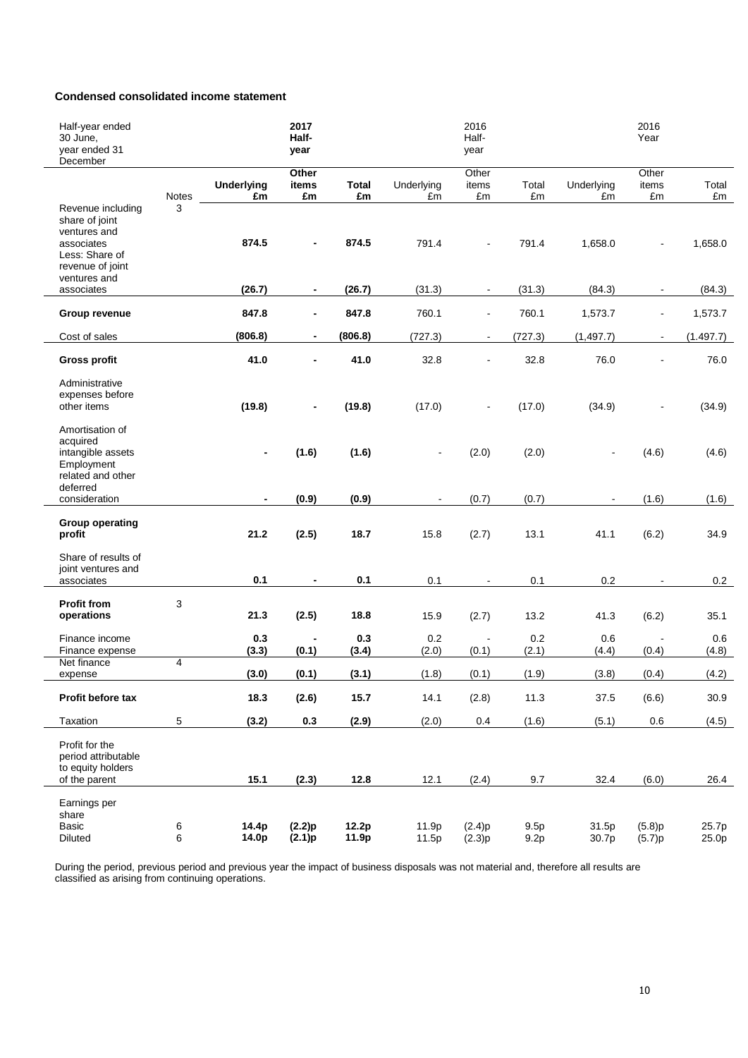### Condensed consolidated income statement

| Half-year ended 30 June, year ended 31 December | | 2017 Half-year | | | 2016 Half-year | | | 2016 Year | | |
|---|---|---|---|---|---|---|---|---|---|---|
| | Notes | **Underlying £m** | **Other items £m** | **Total £m** | Underlying £m | Other items £m | Total £m | Underlying £m | Other items £m | Total £m |
| Revenue including share of joint ventures and associates | 3 | **874.5** | **-** | **874.5** | 791.4 | - | 791.4 | 1,658.0 | - | 1,658.0 |
| Less: Share of revenue of joint ventures and associates | | **(26.7)** | **-** | **(26.7)** | (31.3) | - | (31.3) | (84.3) | - | (84.3) |
| **Group revenue** | | **847.8** | **-** | **847.8** | 760.1 | - | 760.1 | 1,573.7 | - | 1,573.7 |
| Cost of sales | | **(806.8)** | **-** | **(806.8)** | (727.3) | - | (727.3) | (1,497.7) | - | (1,497.7) |
| **Gross profit** | | **41.0** | **-** | **41.0** | 32.8 | - | 32.8 | 76.0 | - | 76.0 |
| Administrative expenses before other items | | **(19.8)** | **-** | **(19.8)** | (17.0) | - | (17.0) | (34.9) | - | (34.9) |
| Amortisation of acquired intangible assets | | **-** | **(1.6)** | **(1.6)** | - | (2.0) | (2.0) | - | (4.6) | (4.6) |
| Employment related and other deferred consideration | | **-** | **(0.9)** | **(0.9)** | - | (0.7) | (0.7) | - | (1.6) | (1.6) |
| **Group operating profit** | | **21.2** | **(2.5)** | **18.7** | 15.8 | (2.7) | 13.1 | 41.1 | (6.2) | 34.9 |
| Share of results of joint ventures and associates | | **0.1** | **-** | **0.1** | 0.1 | - | 0.1 | 0.2 | - | 0.2 |
| **Profit from operations** | 3 | **21.3** | **(2.5)** | **18.8** | 15.9 | (2.7) | 13.2 | 41.3 | (6.2) | 35.1 |
| Finance income | | **0.3** | **-** | **0.3** | 0.2 | - | 0.2 | 0.6 | - | 0.6 |
| Finance expense | | **(3.3)** | **(0.1)** | **(3.4)** | (2.0) | (0.1) | (2.1) | (4.4) | (0.4) | (4.8) |
| Net finance expense | 4 | **(3.0)** | **(0.1)** | **(3.1)** | (1.8) | (0.1) | (1.9) | (3.8) | (0.4) | (4.2) |
| **Profit before tax** | | **18.3** | **(2.6)** | **15.7** | 14.1 | (2.8) | 11.3 | 37.5 | (6.6) | 30.9 |
| Taxation | 5 | **(3.2)** | **0.3** | **(2.9)** | (2.0) | 0.4 | (1.6) | (5.1) | 0.6 | (4.5) |
| Profit for the period attributable to equity holders of the parent | | **15.1** | **(2.3)** | **12.8** | 12.1 | (2.4) | 9.7 | 32.4 | (6.0) | 26.4 |
| Earnings per share | | | | | | | | | | |
| Basic | 6 | **14.4p** | **(2.2)p** | **12.2p** | 11.9p | (2.4)p | 9.5p | 31.5p | (5.8)p | 25.7p |
| Diluted | 6 | **14.0p** | **(2.1)p** | **11.9p** | 11.5p | (2.3)p | 9.2p | 30.7p | (5.7)p | 25.0p |

During the period, previous period and previous year the impact of business disposals was not material and, therefore all results are classified as arising from continuing operations.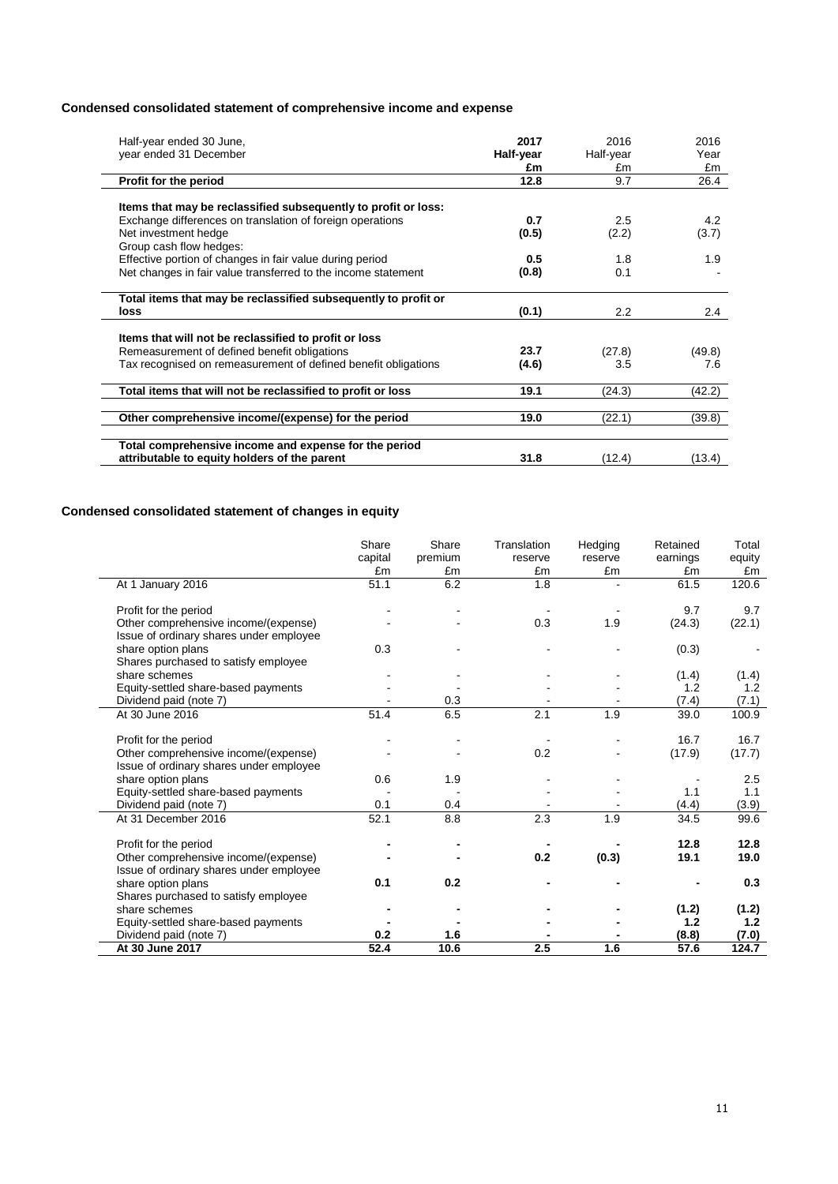### Condensed consolidated statement of comprehensive income and expense

| Half-year ended 30 June, year ended 31 December | **2017 Half-year £m** | 2016 Half-year £m | 2016 Year £m |
|---|---|---|---|
| **Profit for the period** | **12.8** | 9.7 | 26.4 |
| **Items that may be reclassified subsequently to profit or loss:** | | | |
| Exchange differences on translation of foreign operations | **0.7** | 2.5 | 4.2 |
| Net investment hedge | **(0.5)** | (2.2) | (3.7) |
| Group cash flow hedges: | | | |
| Effective portion of changes in fair value during period | **0.5** | 1.8 | 1.9 |
| Net changes in fair value transferred to the income statement | **(0.8)** | 0.1 | - |
| **Total items that may be reclassified subsequently to profit or loss** | **(0.1)** | 2.2 | 2.4 |
| **Items that will not be reclassified to profit or loss** | | | |
| Remeasurement of defined benefit obligations | **23.7** | (27.8) | (49.8) |
| Tax recognised on remeasurement of defined benefit obligations | **(4.6)** | 3.5 | 7.6 |
| **Total items that will not be reclassified to profit or loss** | **19.1** | (24.3) | (42.2) |
| **Other comprehensive income/(expense) for the period** | **19.0** | (22.1) | (39.8) |
| **Total comprehensive income and expense for the period attributable to equity holders of the parent** | **31.8** | (12.4) | (13.4) |

### Condensed consolidated statement of changes in equity

| | Share capital £m | Share premium £m | Translation reserve £m | Hedging reserve £m | Retained earnings £m | Total equity £m |
|---|---|---|---|---|---|---|
| At 1 January 2016 | 51.1 | 6.2 | 1.8 | - | 61.5 | 120.6 |
| Profit for the period | - | - | - | - | 9.7 | 9.7 |
| Other comprehensive income/(expense) | - | - | 0.3 | 1.9 | (24.3) | (22.1) |
| Issue of ordinary shares under employee share option plans | 0.3 | - | - | - | (0.3) | - |
| Shares purchased to satisfy employee share schemes | - | - | - | - | (1.4) | (1.4) |
| Equity-settled share-based payments | - | - | - | - | 1.2 | 1.2 |
| Dividend paid (note 7) | - | 0.3 | - | - | (7.4) | (7.1) |
| At 30 June 2016 | 51.4 | 6.5 | 2.1 | 1.9 | 39.0 | 100.9 |
| Profit for the period | - | - | - | - | 16.7 | 16.7 |
| Other comprehensive income/(expense) | - | - | 0.2 | - | (17.9) | (17.7) |
| Issue of ordinary shares under employee share option plans | 0.6 | 1.9 | - | - | - | 2.5 |
| Equity-settled share-based payments | - | - | - | - | 1.1 | 1.1 |
| Dividend paid (note 7) | 0.1 | 0.4 | - | - | (4.4) | (3.9) |
| At 31 December 2016 | 52.1 | 8.8 | 2.3 | 1.9 | 34.5 | 99.6 |
| Profit for the period | **-** | **-** | **-** | **-** | **12.8** | **12.8** |
| Other comprehensive income/(expense) | **-** | **-** | **0.2** | **(0.3)** | **19.1** | **19.0** |
| Issue of ordinary shares under employee share option plans | **0.1** | **0.2** | **-** | **-** | **-** | **0.3** |
| Shares purchased to satisfy employee share schemes | **-** | **-** | **-** | **-** | **(1.2)** | **(1.2)** |
| Equity-settled share-based payments | **-** | **-** | **-** | **-** | **1.2** | **1.2** |
| Dividend paid (note 7) | **0.2** | **1.6** | **-** | **-** | **(8.8)** | **(7.0)** |
| **At 30 June 2017** | **52.4** | **10.6** | **2.5** | **1.6** | **57.6** | **124.7** |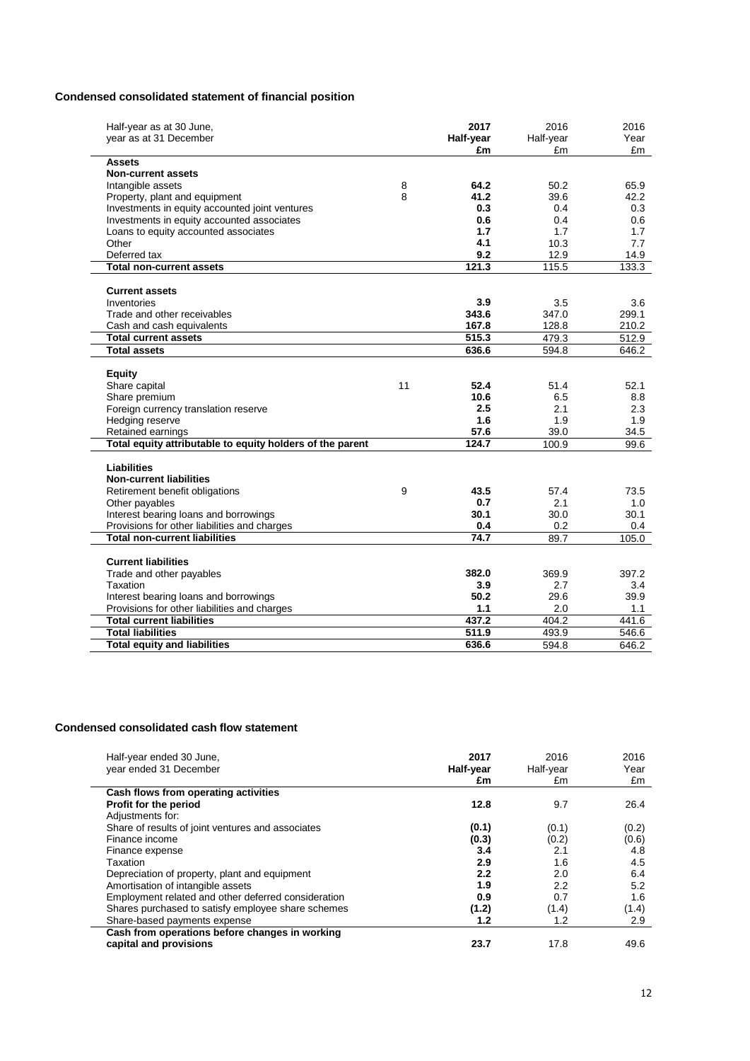## Condensed consolidated statement of financial position

| Half-year as at 30 June, year as at 31 December | | 2017 Half-year £m | 2016 Half-year £m | 2016 Year £m |
|---|---|---|---|---|
| **Assets** | | | | |
| **Non-current assets** | | | | |
| Intangible assets | 8 | **64.2** | 50.2 | 65.9 |
| Property, plant and equipment | 8 | **41.2** | 39.6 | 42.2 |
| Investments in equity accounted joint ventures | | **0.3** | 0.4 | 0.3 |
| Investments in equity accounted associates | | **0.6** | 0.4 | 0.6 |
| Loans to equity accounted associates | | **1.7** | 1.7 | 1.7 |
| Other | | **4.1** | 10.3 | 7.7 |
| Deferred tax | | **9.2** | 12.9 | 14.9 |
| **Total non-current assets** | | **121.3** | 115.5 | 133.3 |
| **Current assets** | | | | |
| Inventories | | **3.9** | 3.5 | 3.6 |
| Trade and other receivables | | **343.6** | 347.0 | 299.1 |
| Cash and cash equivalents | | **167.8** | 128.8 | 210.2 |
| **Total current assets** | | **515.3** | 479.3 | 512.9 |
| **Total assets** | | **636.6** | 594.8 | 646.2 |
| **Equity** | | | | |
| Share capital | 11 | **52.4** | 51.4 | 52.1 |
| Share premium | | **10.6** | 6.5 | 8.8 |
| Foreign currency translation reserve | | **2.5** | 2.1 | 2.3 |
| Hedging reserve | | **1.6** | 1.9 | 1.9 |
| Retained earnings | | **57.6** | 39.0 | 34.5 |
| **Total equity attributable to equity holders of the parent** | | **124.7** | 100.9 | 99.6 |
| **Liabilities** | | | | |
| **Non-current liabilities** | | | | |
| Retirement benefit obligations | 9 | **43.5** | 57.4 | 73.5 |
| Other payables | | **0.7** | 2.1 | 1.0 |
| Interest bearing loans and borrowings | | **30.1** | 30.0 | 30.1 |
| Provisions for other liabilities and charges | | **0.4** | 0.2 | 0.4 |
| **Total non-current liabilities** | | **74.7** | 89.7 | 105.0 |
| **Current liabilities** | | | | |
| Trade and other payables | | **382.0** | 369.9 | 397.2 |
| Taxation | | **3.9** | 2.7 | 3.4 |
| Interest bearing loans and borrowings | | **50.2** | 29.6 | 39.9 |
| Provisions for other liabilities and charges | | **1.1** | 2.0 | 1.1 |
| **Total current liabilities** | | **437.2** | 404.2 | 441.6 |
| **Total liabilities** | | **511.9** | 493.9 | 546.6 |
| **Total equity and liabilities** | | **636.6** | 594.8 | 646.2 |

## Condensed consolidated cash flow statement

| Half-year ended 30 June, year ended 31 December | 2017 Half-year £m | 2016 Half-year £m | 2016 Year £m |
|---|---|---|---|
| **Cash flows from operating activities** | | | |
| **Profit for the period** | **12.8** | 9.7 | 26.4 |
| Adjustments for: | | | |
| Share of results of joint ventures and associates | **(0.1)** | (0.1) | (0.2) |
| Finance income | **(0.3)** | (0.2) | (0.6) |
| Finance expense | **3.4** | 2.1 | 4.8 |
| Taxation | **2.9** | 1.6 | 4.5 |
| Depreciation of property, plant and equipment | **2.2** | 2.0 | 6.4 |
| Amortisation of intangible assets | **1.9** | 2.2 | 5.2 |
| Employment related and other deferred consideration | **0.9** | 0.7 | 1.6 |
| Shares purchased to satisfy employee share schemes | **(1.2)** | (1.4) | (1.4) |
| Share-based payments expense | **1.2** | 1.2 | 2.9 |
| **Cash from operations before changes in working capital and provisions** | **23.7** | 17.8 | 49.6 |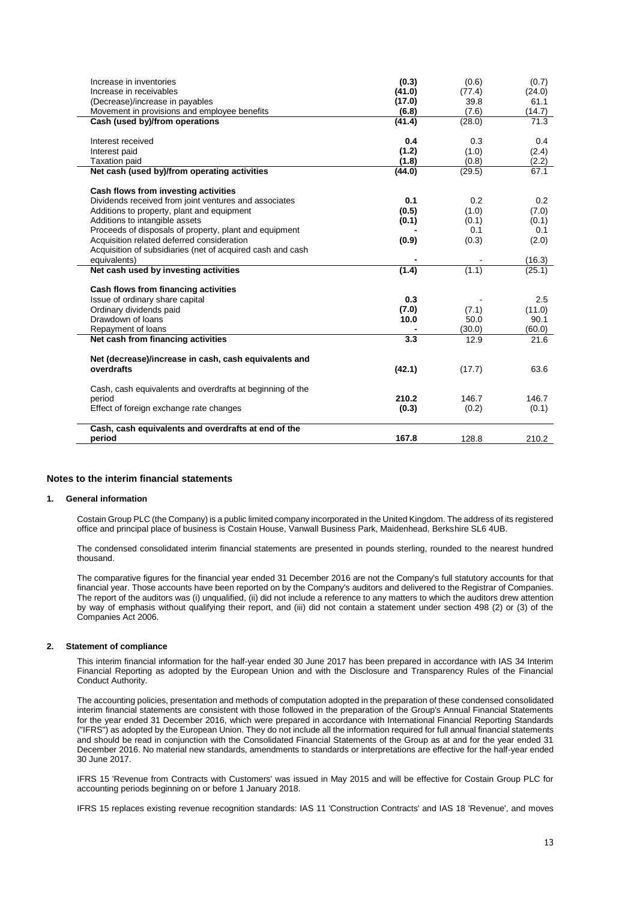| | | | |
|---|---|---|---|
| Increase in inventories | **(0.3)** | (0.6) | (0.7) |
| Increase in receivables | **(41.0)** | (77.4) | (24.0) |
| (Decrease)/increase in payables | **(17.0)** | 39.8 | 61.1 |
| Movement in provisions and employee benefits | **(6.8)** | (7.6) | (14.7) |
| **Cash (used by)/from operations** | **(41.4)** | (28.0) | 71.3 |
| | | | |
| Interest received | **0.4** | 0.3 | 0.4 |
| Interest paid | **(1.2)** | (1.0) | (2.4) |
| Taxation paid | **(1.8)** | (0.8) | (2.2) |
| **Net cash (used by)/from operating activities** | **(44.0)** | (29.5) | 67.1 |
| | | | |
| **Cash flows from investing activities** | | | |
| Dividends received from joint ventures and associates | **0.1** | 0.2 | 0.2 |
| Additions to property, plant and equipment | **(0.5)** | (1.0) | (7.0) |
| Additions to intangible assets | **(0.1)** | (0.1) | (0.1) |
| Proceeds of disposals of property, plant and equipment | **-** | 0.1 | 0.1 |
| Acquisition related deferred consideration | **(0.9)** | (0.3) | (2.0) |
| Acquisition of subsidiaries (net of acquired cash and cash equivalents) | **-** | - | (16.3) |
| **Net cash used by investing activities** | **(1.4)** | (1.1) | (25.1) |
| | | | |
| **Cash flows from financing activities** | | | |
| Issue of ordinary share capital | **0.3** | - | 2.5 |
| Ordinary dividends paid | **(7.0)** | (7.1) | (11.0) |
| Drawdown of loans | **10.0** | 50.0 | 90.1 |
| Repayment of loans | **-** | (30.0) | (60.0) |
| **Net cash from financing activities** | **3.3** | 12.9 | 21.6 |
| | | | |
| **Net (decrease)/increase in cash, cash equivalents and overdrafts** | **(42.1)** | (17.7) | 63.6 |
| | | | |
| Cash, cash equivalents and overdrafts at beginning of the period | **210.2** | 146.7 | 146.7 |
| Effect of foreign exchange rate changes | **(0.3)** | (0.2) | (0.1) |
| | | | |
| **Cash, cash equivalents and overdrafts at end of the period** | **167.8** | 128.8 | 210.2 |

## Notes to the interim financial statements

### 1. General information

Costain Group PLC (the Company) is a public limited company incorporated in the United Kingdom. The address of its registered office and principal place of business is Costain House, Vanwall Business Park, Maidenhead, Berkshire SL6 4UB.

The condensed consolidated interim financial statements are presented in pounds sterling, rounded to the nearest hundred thousand.

The comparative figures for the financial year ended 31 December 2016 are not the Company's full statutory accounts for that financial year. Those accounts have been reported on by the Company's auditors and delivered to the Registrar of Companies. The report of the auditors was (i) unqualified, (ii) did not include a reference to any matters to which the auditors drew attention by way of emphasis without qualifying their report, and (iii) did not contain a statement under section 498 (2) or (3) of the Companies Act 2006.

### 2. Statement of compliance

This interim financial information for the half-year ended 30 June 2017 has been prepared in accordance with IAS 34 Interim Financial Reporting as adopted by the European Union and with the Disclosure and Transparency Rules of the Financial Conduct Authority.

The accounting policies, presentation and methods of computation adopted in the preparation of these condensed consolidated interim financial statements are consistent with those followed in the preparation of the Group's Annual Financial Statements for the year ended 31 December 2016, which were prepared in accordance with International Financial Reporting Standards ("IFRS") as adopted by the European Union. They do not include all the information required for full annual financial statements and should be read in conjunction with the Consolidated Financial Statements of the Group as at and for the year ended 31 December 2016. No material new standards, amendments to standards or interpretations are effective for the half-year ended 30 June 2017.

IFRS 15 'Revenue from Contracts with Customers' was issued in May 2015 and will be effective for Costain Group PLC for accounting periods beginning on or before 1 January 2018.

IFRS 15 replaces existing revenue recognition standards: IAS 11 'Construction Contracts' and IAS 18 'Revenue', and moves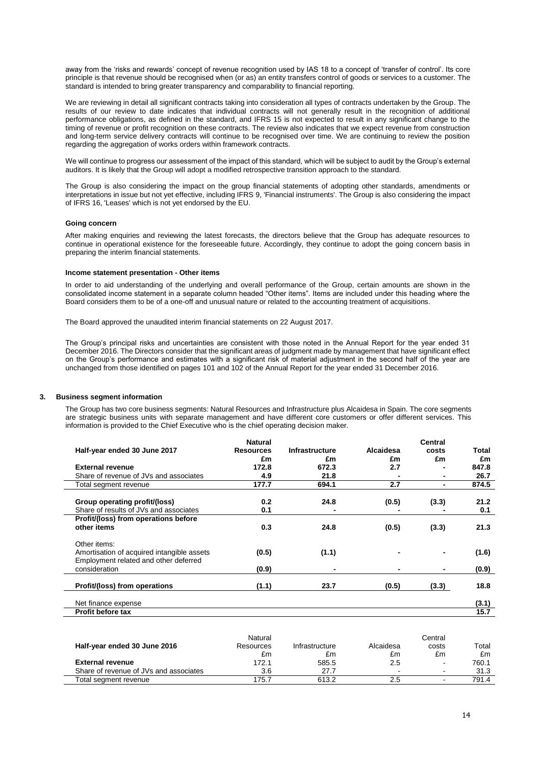away from the 'risks and rewards' concept of revenue recognition used by IAS 18 to a concept of 'transfer of control'. Its core principle is that revenue should be recognised when (or as) an entity transfers control of goods or services to a customer. The standard is intended to bring greater transparency and comparability to financial reporting.

We are reviewing in detail all significant contracts taking into consideration all types of contracts undertaken by the Group. The results of our review to date indicates that individual contracts will not generally result in the recognition of additional performance obligations, as defined in the standard, and IFRS 15 is not expected to result in any significant change to the timing of revenue or profit recognition on these contracts. The review also indicates that we expect revenue from construction and long-term service delivery contracts will continue to be recognised over time. We are continuing to review the position regarding the aggregation of works orders within framework contracts.

We will continue to progress our assessment of the impact of this standard, which will be subject to audit by the Group's external auditors. It is likely that the Group will adopt a modified retrospective transition approach to the standard.

The Group is also considering the impact on the group financial statements of adopting other standards, amendments or interpretations in issue but not yet effective, including IFRS 9, 'Financial instruments'. The Group is also considering the impact of IFRS 16, 'Leases' which is not yet endorsed by the EU.

**Going concern**

After making enquiries and reviewing the latest forecasts, the directors believe that the Group has adequate resources to continue in operational existence for the foreseeable future. Accordingly, they continue to adopt the going concern basis in preparing the interim financial statements.

**Income statement presentation - Other items**

In order to aid understanding of the underlying and overall performance of the Group, certain amounts are shown in the consolidated income statement in a separate column headed "Other items". Items are included under this heading where the Board considers them to be of a one-off and unusual nature or related to the accounting treatment of acquisitions.

The Board approved the unaudited interim financial statements on 22 August 2017.

The Group's principal risks and uncertainties are consistent with those noted in the Annual Report for the year ended 31 December 2016. The Directors consider that the significant areas of judgment made by management that have significant effect on the Group's performance and estimates with a significant risk of material adjustment in the second half of the year are unchanged from those identified on pages 101 and 102 of the Annual Report for the year ended 31 December 2016.

## 3. Business segment information

The Group has two core business segments: Natural Resources and Infrastructure plus Alcaidesa in Spain. The core segments are strategic business units with separate management and have different core customers or offer different services. This information is provided to the Chief Executive who is the chief operating decision maker.

| **Half-year ended 30 June 2017** | **Natural Resources** | **Infrastructure** | **Alcaidesa** | **Central costs** | **Total** |
|---|---|---|---|---|---|
| | **£m** | **£m** | **£m** | **£m** | **£m** |
| **External revenue** | **172.8** | **672.3** | **2.7** | **-** | **847.8** |
| Share of revenue of JVs and associates | **4.9** | **21.8** | **-** | **-** | **26.7** |
| Total segment revenue | **177.7** | **694.1** | **2.7** | **-** | **874.5** |
| **Group operating profit/(loss)** | **0.2** | **24.8** | **(0.5)** | **(3.3)** | **21.2** |
| Share of results of JVs and associates | **0.1** | **-** | **-** | **-** | **0.1** |
| **Profit/(loss) from operations before other items** | **0.3** | **24.8** | **(0.5)** | **(3.3)** | **21.3** |
| Other items: | | | | | |
| Amortisation of acquired intangible assets | **(0.5)** | **(1.1)** | **-** | **-** | **(1.6)** |
| Employment related and other deferred consideration | **(0.9)** | **-** | **-** | **-** | **(0.9)** |
| **Profit/(loss) from operations** | **(1.1)** | **23.7** | **(0.5)** | **(3.3)** | **18.8** |
| Net finance expense | | | | | **(3.1)** |
| **Profit before tax** | | | | | **15.7** |

| **Half-year ended 30 June 2016** | Natural Resources | Infrastructure | Alcaidesa | Central costs | Total |
|---|---|---|---|---|---|
| | £m | £m | £m | £m | £m |
| **External revenue** | 172.1 | 585.5 | 2.5 | - | 760.1 |
| Share of revenue of JVs and associates | 3.6 | 27.7 | - | - | 31.3 |
| Total segment revenue | 175.7 | 613.2 | 2.5 | - | 791.4 |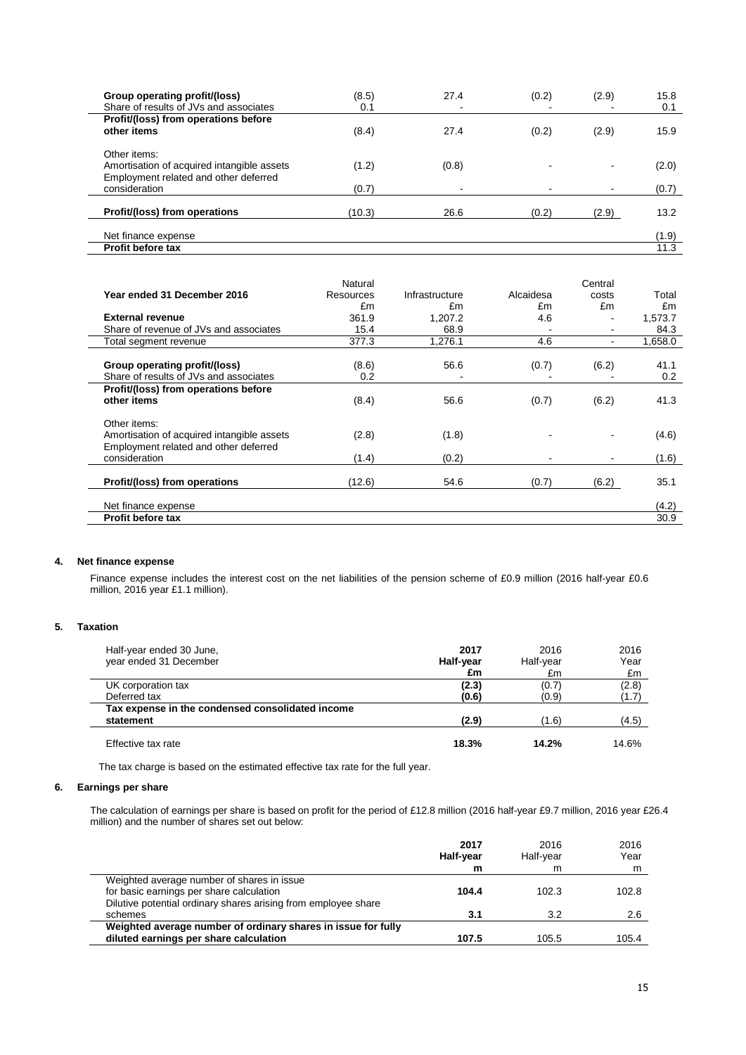| | | | | | |
|---|---|---|---|---|---|
| **Group operating profit/(loss)** | (8.5) | 27.4 | (0.2) | (2.9) | 15.8 |
| Share of results of JVs and associates | 0.1 | - | - | - | 0.1 |
| **Profit/(loss) from operations before other items** | (8.4) | 27.4 | (0.2) | (2.9) | 15.9 |
| Other items: | | | | | |
| Amortisation of acquired intangible assets | (1.2) | (0.8) | - | - | (2.0) |
| Employment related and other deferred consideration | (0.7) | - | - | - | (0.7) |
| **Profit/(loss) from operations** | (10.3) | 26.6 | (0.2) | (2.9) | 13.2 |
| Net finance expense | | | | | (1.9) |
| **Profit before tax** | | | | | 11.3 |

| **Year ended 31 December 2016** | Natural Resources £m | Infrastructure £m | Alcaidesa £m | Central costs £m | Total £m |
|---|---|---|---|---|---|
| **External revenue** | 361.9 | 1,207.2 | 4.6 | - | 1,573.7 |
| Share of revenue of JVs and associates | 15.4 | 68.9 | - | - | 84.3 |
| Total segment revenue | 377.3 | 1,276.1 | 4.6 | - | 1,658.0 |
| **Group operating profit/(loss)** | (8.6) | 56.6 | (0.7) | (6.2) | 41.1 |
| Share of results of JVs and associates | 0.2 | - | - | - | 0.2 |
| **Profit/(loss) from operations before other items** | (8.4) | 56.6 | (0.7) | (6.2) | 41.3 |
| Other items: | | | | | |
| Amortisation of acquired intangible assets | (2.8) | (1.8) | - | - | (4.6) |
| Employment related and other deferred consideration | (1.4) | (0.2) | - | - | (1.6) |
| **Profit/(loss) from operations** | (12.6) | 54.6 | (0.7) | (6.2) | 35.1 |
| Net finance expense | | | | | (4.2) |
| **Profit before tax** | | | | | 30.9 |

## 4. Net finance expense

Finance expense includes the interest cost on the net liabilities of the pension scheme of £0.9 million (2016 half-year £0.6 million, 2016 year £1.1 million).

## 5. Taxation

| Half-year ended 30 June, year ended 31 December | **2017 Half-year £m** | 2016 Half-year £m | 2016 Year £m |
|---|---|---|---|
| UK corporation tax | **(2.3)** | (0.7) | (2.8) |
| Deferred tax | **(0.6)** | (0.9) | (1.7) |
| **Tax expense in the condensed consolidated income statement** | **(2.9)** | (1.6) | (4.5) |
| Effective tax rate | **18.3%** | **14.2%** | 14.6% |

The tax charge is based on the estimated effective tax rate for the full year.

## 6. Earnings per share

The calculation of earnings per share is based on profit for the period of £12.8 million (2016 half-year £9.7 million, 2016 year £26.4 million) and the number of shares set out below:

| | **2017 Half-year m** | 2016 Half-year m | 2016 Year m |
|---|---|---|---|
| Weighted average number of shares in issue for basic earnings per share calculation | **104.4** | 102.3 | 102.8 |
| Dilutive potential ordinary shares arising from employee share schemes | **3.1** | 3.2 | 2.6 |
| **Weighted average number of ordinary shares in issue for fully diluted earnings per share calculation** | **107.5** | 105.5 | 105.4 |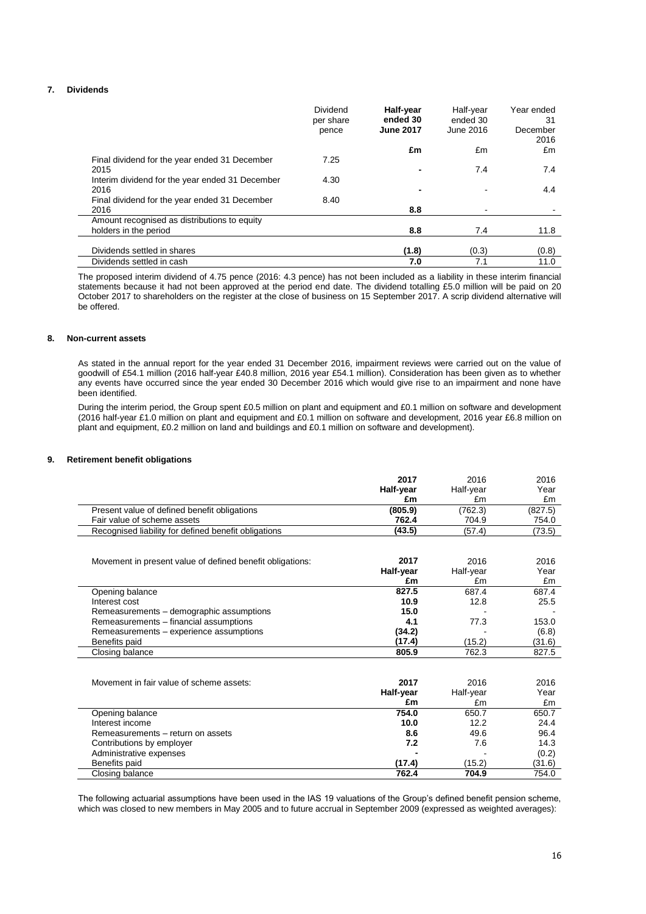## 7. Dividends

| | Dividend per share pence | **Half-year ended 30 June 2017** | Half-year ended 30 June 2016 | Year ended 31 December 2016 |
|---|---|---|---|---|
| | | **£m** | £m | £m |
| Final dividend for the year ended 31 December 2015 | 7.25 | **-** | 7.4 | 7.4 |
| Interim dividend for the year ended 31 December 2016 | 4.30 | **-** | - | 4.4 |
| Final dividend for the year ended 31 December 2016 | 8.40 | **8.8** | - | - |
| Amount recognised as distributions to equity holders in the period | | **8.8** | 7.4 | 11.8 |
| Dividends settled in shares | | **(1.8)** | (0.3) | (0.8) |
| Dividends settled in cash | | **7.0** | 7.1 | 11.0 |

The proposed interim dividend of 4.75 pence (2016: 4.3 pence) has not been included as a liability in these interim financial statements because it had not been approved at the period end date. The dividend totalling £5.0 million will be paid on 20 October 2017 to shareholders on the register at the close of business on 15 September 2017. A scrip dividend alternative will be offered.

## 8. Non-current assets

As stated in the annual report for the year ended 31 December 2016, impairment reviews were carried out on the value of goodwill of £54.1 million (2016 half-year £40.8 million, 2016 year £54.1 million). Consideration has been given as to whether any events have occurred since the year ended 30 December 2016 which would give rise to an impairment and none have been identified.

During the interim period, the Group spent £0.5 million on plant and equipment and £0.1 million on software and development (2016 half-year £1.0 million on plant and equipment and £0.1 million on software and development, 2016 year £6.8 million on plant and equipment, £0.2 million on land and buildings and £0.1 million on software and development).

## 9. Retirement benefit obligations

| | **2017 Half-year £m** | 2016 Half-year £m | 2016 Year £m |
|---|---|---|---|
| Present value of defined benefit obligations | **(805.9)** | (762.3) | (827.5) |
| Fair value of scheme assets | **762.4** | 704.9 | 754.0 |
| Recognised liability for defined benefit obligations | **(43.5)** | (57.4) | (73.5) |

| Movement in present value of defined benefit obligations: | **2017 Half-year £m** | 2016 Half-year £m | 2016 Year £m |
|---|---|---|---|
| Opening balance | **827.5** | 687.4 | 687.4 |
| Interest cost | **10.9** | 12.8 | 25.5 |
| Remeasurements – demographic assumptions | **15.0** | - | - |
| Remeasurements – financial assumptions | **4.1** | 77.3 | 153.0 |
| Remeasurements – experience assumptions | **(34.2)** | - | (6.8) |
| Benefits paid | **(17.4)** | (15.2) | (31.6) |
| Closing balance | **805.9** | 762.3 | 827.5 |

| Movement in fair value of scheme assets: | **2017 Half-year £m** | 2016 Half-year £m | 2016 Year £m |
|---|---|---|---|
| Opening balance | **754.0** | 650.7 | 650.7 |
| Interest income | **10.0** | 12.2 | 24.4 |
| Remeasurements – return on assets | **8.6** | 49.6 | 96.4 |
| Contributions by employer | **7.2** | 7.6 | 14.3 |
| Administrative expenses | **-** | - | (0.2) |
| Benefits paid | **(17.4)** | (15.2) | (31.6) |
| Closing balance | **762.4** | **704.9** | 754.0 |

The following actuarial assumptions have been used in the IAS 19 valuations of the Group's defined benefit pension scheme, which was closed to new members in May 2005 and to future accrual in September 2009 (expressed as weighted averages):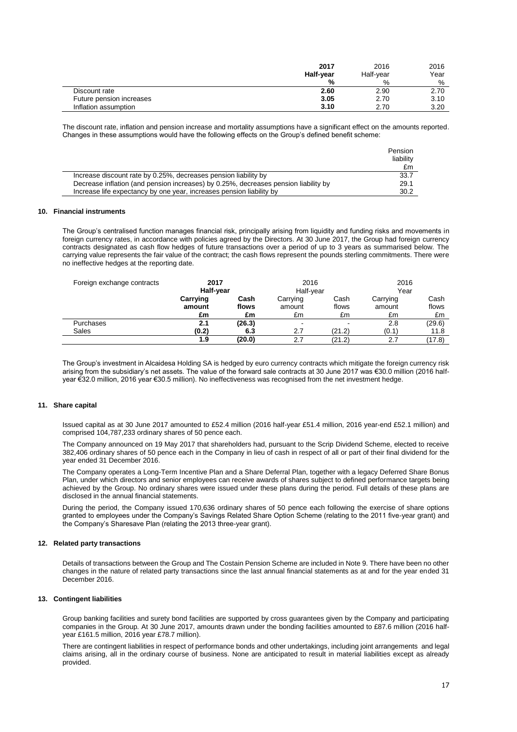| | 2017 Half-year % | 2016 Half-year % | 2016 Year % |
|---|---|---|---|
| Discount rate | **2.60** | 2.90 | 2.70 |
| Future pension increases | **3.05** | 2.70 | 3.10 |
| Inflation assumption | **3.10** | 2.70 | 3.20 |

The discount rate, inflation and pension increase and mortality assumptions have a significant effect on the amounts reported. Changes in these assumptions would have the following effects on the Group's defined benefit scheme:

| | Pension liability £m |
|---|---|
| Increase discount rate by 0.25%, decreases pension liability by | 33.7 |
| Decrease inflation (and pension increases) by 0.25%, decreases pension liability by | 29.1 |
| Increase life expectancy by one year, increases pension liability by | 30.2 |

## 10. Financial instruments

The Group's centralised function manages financial risk, principally arising from liquidity and funding risks and movements in foreign currency rates, in accordance with policies agreed by the Directors. At 30 June 2017, the Group had foreign currency contracts designated as cash flow hedges of future transactions over a period of up to 3 years as summarised below. The carrying value represents the fair value of the contract; the cash flows represent the pounds sterling commitments. There were no ineffective hedges at the reporting date.

| Foreign exchange contracts | **2017 Half-year** | | 2016 Half-year | | 2016 Year | |
|---|---|---|---|---|---|---|
| | **Carrying amount £m** | **Cash flows £m** | Carrying amount £m | Cash flows £m | Carrying amount £m | Cash flows £m |
| Purchases | **2.1** | **(26.3)** | - | - | 2.8 | (29.6) |
| Sales | **(0.2)** | **6.3** | 2.7 | (21.2) | (0.1) | 11.8 |
| | **1.9** | **(20.0)** | 2.7 | (21.2) | 2.7 | (17.8) |

The Group's investment in Alcaidesa Holding SA is hedged by euro currency contracts which mitigate the foreign currency risk arising from the subsidiary's net assets. The value of the forward sale contracts at 30 June 2017 was €30.0 million (2016 half-year €32.0 million, 2016 year €30.5 million). No ineffectiveness was recognised from the net investment hedge.

## 11. Share capital

Issued capital as at 30 June 2017 amounted to £52.4 million (2016 half-year £51.4 million, 2016 year-end £52.1 million) and comprised 104,787,233 ordinary shares of 50 pence each.

The Company announced on 19 May 2017 that shareholders had, pursuant to the Scrip Dividend Scheme, elected to receive 382,406 ordinary shares of 50 pence each in the Company in lieu of cash in respect of all or part of their final dividend for the year ended 31 December 2016.

The Company operates a Long-Term Incentive Plan and a Share Deferral Plan, together with a legacy Deferred Share Bonus Plan, under which directors and senior employees can receive awards of shares subject to defined performance targets being achieved by the Group. No ordinary shares were issued under these plans during the period. Full details of these plans are disclosed in the annual financial statements.

During the period, the Company issued 170,636 ordinary shares of 50 pence each following the exercise of share options granted to employees under the Company's Savings Related Share Option Scheme (relating to the 2011 five-year grant) and the Company's Sharesave Plan (relating the 2013 three-year grant).

## 12. Related party transactions

Details of transactions between the Group and The Costain Pension Scheme are included in Note 9. There have been no other changes in the nature of related party transactions since the last annual financial statements as at and for the year ended 31 December 2016.

## 13. Contingent liabilities

Group banking facilities and surety bond facilities are supported by cross guarantees given by the Company and participating companies in the Group. At 30 June 2017, amounts drawn under the bonding facilities amounted to £87.6 million (2016 half-year £161.5 million, 2016 year £78.7 million).

There are contingent liabilities in respect of performance bonds and other undertakings, including joint arrangements and legal claims arising, all in the ordinary course of business. None are anticipated to result in material liabilities except as already provided.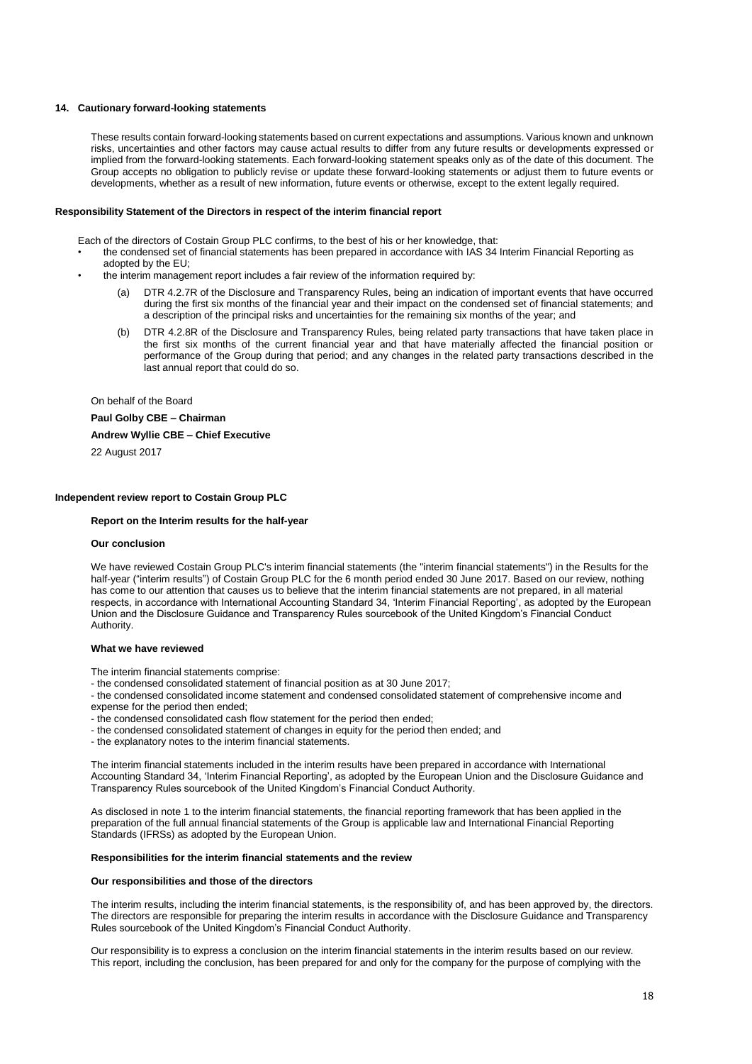### 14. Cautionary forward-looking statements

These results contain forward-looking statements based on current expectations and assumptions. Various known and unknown risks, uncertainties and other factors may cause actual results to differ from any future results or developments expressed or implied from the forward-looking statements. Each forward-looking statement speaks only as of the date of this document. The Group accepts no obligation to publicly revise or update these forward-looking statements or adjust them to future events or developments, whether as a result of new information, future events or otherwise, except to the extent legally required.

### Responsibility Statement of the Directors in respect of the interim financial report

Each of the directors of Costain Group PLC confirms, to the best of his or her knowledge, that:

- the condensed set of financial statements has been prepared in accordance with IAS 34 Interim Financial Reporting as adopted by the EU;
- the interim management report includes a fair review of the information required by:
  - (a) DTR 4.2.7R of the Disclosure and Transparency Rules, being an indication of important events that have occurred during the first six months of the financial year and their impact on the condensed set of financial statements; and a description of the principal risks and uncertainties for the remaining six months of the year; and
  - (b) DTR 4.2.8R of the Disclosure and Transparency Rules, being related party transactions that have taken place in the first six months of the current financial year and that have materially affected the financial position or performance of the Group during that period; and any changes in the related party transactions described in the last annual report that could do so.

On behalf of the Board

**Paul Golby CBE – Chairman**

**Andrew Wyllie CBE – Chief Executive**

22 August 2017

### Independent review report to Costain Group PLC

#### Report on the Interim results for the half-year

#### Our conclusion

We have reviewed Costain Group PLC's interim financial statements (the "interim financial statements") in the Results for the half-year ("interim results") of Costain Group PLC for the 6 month period ended 30 June 2017. Based on our review, nothing has come to our attention that causes us to believe that the interim financial statements are not prepared, in all material respects, in accordance with International Accounting Standard 34, 'Interim Financial Reporting', as adopted by the European Union and the Disclosure Guidance and Transparency Rules sourcebook of the United Kingdom's Financial Conduct Authority.

#### What we have reviewed

The interim financial statements comprise:

- the condensed consolidated statement of financial position as at 30 June 2017;
- the condensed consolidated income statement and condensed consolidated statement of comprehensive income and expense for the period then ended;
- the condensed consolidated cash flow statement for the period then ended;
- the condensed consolidated statement of changes in equity for the period then ended; and
- the explanatory notes to the interim financial statements.

The interim financial statements included in the interim results have been prepared in accordance with International Accounting Standard 34, 'Interim Financial Reporting', as adopted by the European Union and the Disclosure Guidance and Transparency Rules sourcebook of the United Kingdom's Financial Conduct Authority.

As disclosed in note 1 to the interim financial statements, the financial reporting framework that has been applied in the preparation of the full annual financial statements of the Group is applicable law and International Financial Reporting Standards (IFRSs) as adopted by the European Union.

#### Responsibilities for the interim financial statements and the review

#### Our responsibilities and those of the directors

The interim results, including the interim financial statements, is the responsibility of, and has been approved by, the directors. The directors are responsible for preparing the interim results in accordance with the Disclosure Guidance and Transparency Rules sourcebook of the United Kingdom's Financial Conduct Authority.

Our responsibility is to express a conclusion on the interim financial statements in the interim results based on our review. This report, including the conclusion, has been prepared for and only for the company for the purpose of complying with the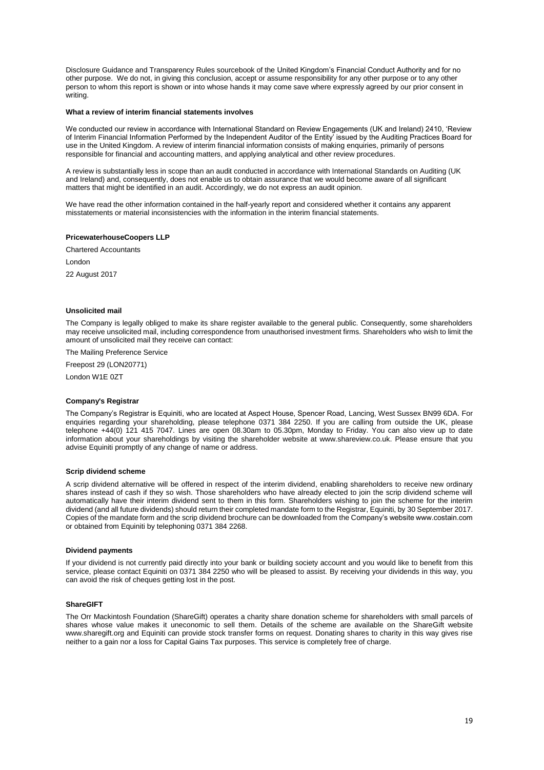Disclosure Guidance and Transparency Rules sourcebook of the United Kingdom's Financial Conduct Authority and for no other purpose. We do not, in giving this conclusion, accept or assume responsibility for any other purpose or to any other person to whom this report is shown or into whose hands it may come save where expressly agreed by our prior consent in writing.

**What a review of interim financial statements involves**

We conducted our review in accordance with International Standard on Review Engagements (UK and Ireland) 2410, 'Review of Interim Financial Information Performed by the Independent Auditor of the Entity' issued by the Auditing Practices Board for use in the United Kingdom. A review of interim financial information consists of making enquiries, primarily of persons responsible for financial and accounting matters, and applying analytical and other review procedures.

A review is substantially less in scope than an audit conducted in accordance with International Standards on Auditing (UK and Ireland) and, consequently, does not enable us to obtain assurance that we would become aware of all significant matters that might be identified in an audit. Accordingly, we do not express an audit opinion.

We have read the other information contained in the half-yearly report and considered whether it contains any apparent misstatements or material inconsistencies with the information in the interim financial statements.

**PricewaterhouseCoopers LLP**

Chartered Accountants

London

22 August 2017

**Unsolicited mail**

The Company is legally obliged to make its share register available to the general public. Consequently, some shareholders may receive unsolicited mail, including correspondence from unauthorised investment firms. Shareholders who wish to limit the amount of unsolicited mail they receive can contact:

The Mailing Preference Service

Freepost 29 (LON20771)

London W1E 0ZT

**Company's Registrar**

The Company's Registrar is Equiniti, who are located at Aspect House, Spencer Road, Lancing, West Sussex BN99 6DA. For enquiries regarding your shareholding, please telephone 0371 384 2250. If you are calling from outside the UK, please telephone +44(0) 121 415 7047. Lines are open 08.30am to 05.30pm, Monday to Friday. You can also view up to date information about your shareholdings by visiting the shareholder website at www.shareview.co.uk. Please ensure that you advise Equiniti promptly of any change of name or address.

**Scrip dividend scheme**

A scrip dividend alternative will be offered in respect of the interim dividend, enabling shareholders to receive new ordinary shares instead of cash if they so wish. Those shareholders who have already elected to join the scrip dividend scheme will automatically have their interim dividend sent to them in this form. Shareholders wishing to join the scheme for the interim dividend (and all future dividends) should return their completed mandate form to the Registrar, Equiniti, by 30 September 2017. Copies of the mandate form and the scrip dividend brochure can be downloaded from the Company's website www.costain.com or obtained from Equiniti by telephoning 0371 384 2268.

**Dividend payments**

If your dividend is not currently paid directly into your bank or building society account and you would like to benefit from this service, please contact Equiniti on 0371 384 2250 who will be pleased to assist. By receiving your dividends in this way, you can avoid the risk of cheques getting lost in the post.

**ShareGIFT**

The Orr Mackintosh Foundation (ShareGift) operates a charity share donation scheme for shareholders with small parcels of shares whose value makes it uneconomic to sell them. Details of the scheme are available on the ShareGift website www.sharegift.org and Equiniti can provide stock transfer forms on request. Donating shares to charity in this way gives rise neither to a gain nor a loss for Capital Gains Tax purposes. This service is completely free of charge.